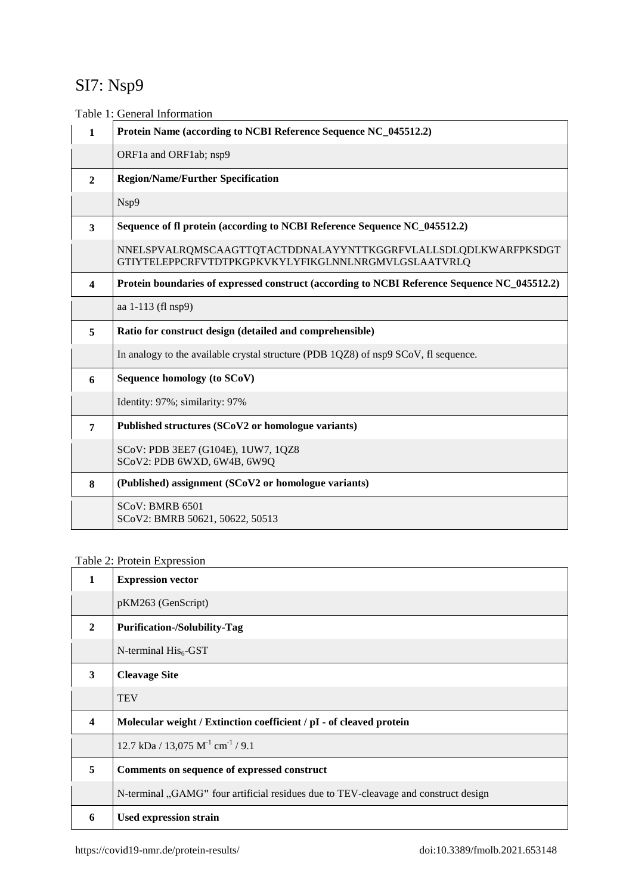# SI7: Nsp9

Table 1: General Information

| | |
|---|---|
| **1** | **Protein Name (according to NCBI Reference Sequence NC_045512.2)** |
| | ORF1a and ORF1ab; nsp9 |
| **2** | **Region/Name/Further Specification** |
| | Nsp9 |
| **3** | **Sequence of fl protein (according to NCBI Reference Sequence NC_045512.2)** |
| | NNELSPVALRQMSCAAGTTQTACTDDNALAYYNTTKGGRFVLALLSDLQDLKWARFPKSDGT GTIYTELEPPCRFVTDTPKGPKVKYLYFIKGLNNLNRGMVLGSLAATVRLQ |
| **4** | **Protein boundaries of expressed construct (according to NCBI Reference Sequence NC_045512.2)** |
| | aa 1-113 (fl nsp9) |
| **5** | **Ratio for construct design (detailed and comprehensible)** |
| | In analogy to the available crystal structure (PDB 1QZ8) of nsp9 SCoV, fl sequence. |
| **6** | **Sequence homology (to SCoV)** |
| | Identity: 97%; similarity: 97% |
| **7** | **Published structures (SCoV2 or homologue variants)** |
| | SCoV: PDB 3EE7 (G104E), 1UW7, 1QZ8<br>SCoV2: PDB 6WXD, 6W4B, 6W9Q |
| **8** | **(Published) assignment (SCoV2 or homologue variants)** |
| | SCoV: BMRB 6501<br>SCoV2: BMRB 50621, 50622, 50513 |

Table 2: Protein Expression

| | |
|---|---|
| **1** | **Expression vector** |
| | pKM263 (GenScript) |
| **2** | **Purification-/Solubility-Tag** |
| | N-terminal $His_6$-GST |
| **3** | **Cleavage Site** |
| | TEV |
| **4** | **Molecular weight / Extinction coefficient / pI - of cleaved protein** |
| | 12.7 kDa / 13,075 $M^{-1}$ $cm^{-1}$ / 9.1 |
| **5** | **Comments on sequence of expressed construct** |
| | N-terminal „GAMG" four artificial residues due to TEV-cleavage and construct design |
| **6** | **Used expression strain** |

https://covid19-nmr.de/protein-results/ doi:10.3389/fmolb.2021.653148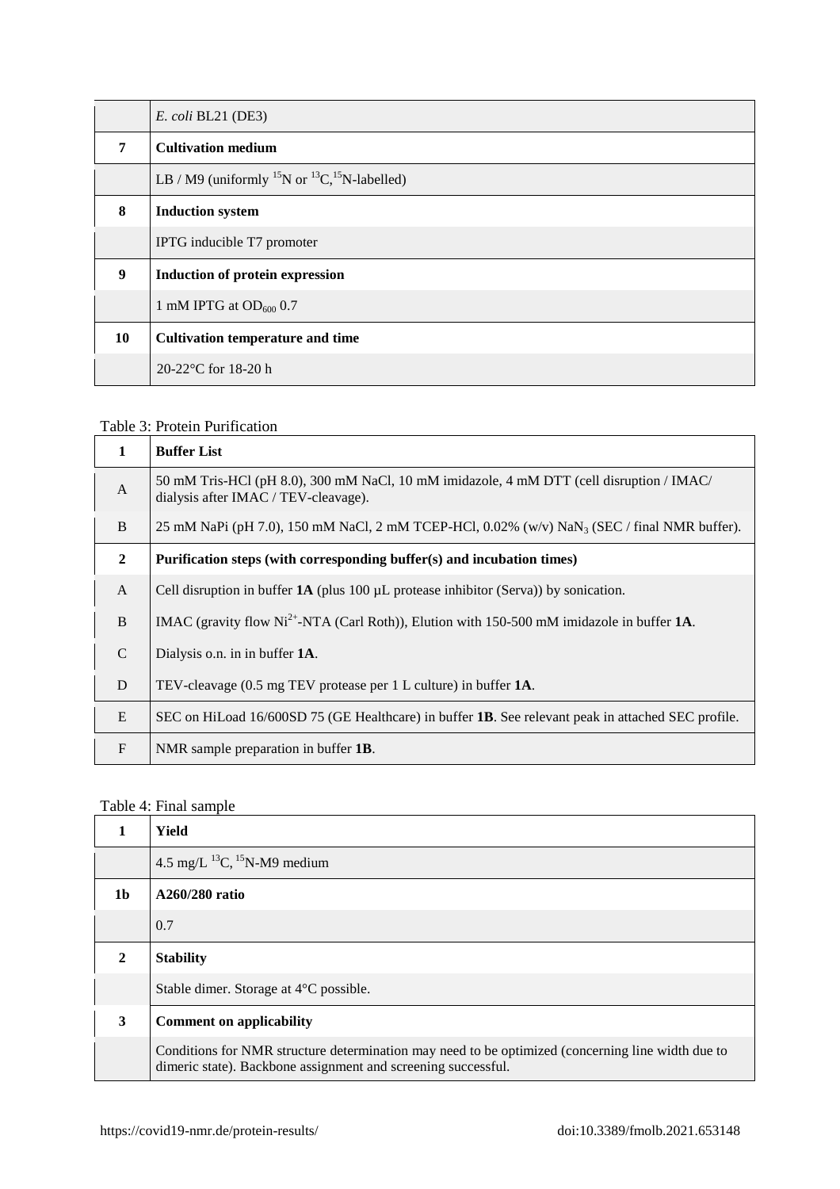| | |
|---|---|
| | *E. coli* BL21 (DE3) |
| **7** | **Cultivation medium** |
| | LB / M9 (uniformly $^{15}N$ or $^{13}C$,$^{15}N$-labelled) |
| **8** | **Induction system** |
| | IPTG inducible T7 promoter |
| **9** | **Induction of protein expression** |
| | 1 mM IPTG at $OD_{600}$ 0.7 |
| **10** | **Cultivation temperature and time** |
| | 20-22°C for 18-20 h |

Table 3: Protein Purification

| **1** | **Buffer List** |
|---|---|
| A | 50 mM Tris-HCl (pH 8.0), 300 mM NaCl, 10 mM imidazole, 4 mM DTT (cell disruption / IMAC/ dialysis after IMAC / TEV-cleavage). |
| B | 25 mM NaPi (pH 7.0), 150 mM NaCl, 2 mM TCEP-HCl, 0.02% (w/v) $NaN_3$ (SEC / final NMR buffer). |
| **2** | **Purification steps (with corresponding buffer(s) and incubation times)** |
| A | Cell disruption in buffer **1A** (plus 100 µL protease inhibitor (Serva)) by sonication. |
| B | IMAC (gravity flow $Ni^{2+}$-NTA (Carl Roth)), Elution with 150-500 mM imidazole in buffer **1A**. |
| C | Dialysis o.n. in in buffer **1A**. |
| D | TEV-cleavage (0.5 mg TEV protease per 1 L culture) in buffer **1A**. |
| E | SEC on HiLoad 16/600SD 75 (GE Healthcare) in buffer **1B**. See relevant peak in attached SEC profile. |
| F | NMR sample preparation in buffer **1B**. |

Table 4: Final sample

| **1** | **Yield** |
|---|---|
| | 4.5 mg/L $^{13}C$, $^{15}N$-M9 medium |
| **1b** | **A260/280 ratio** |
| | 0.7 |
| **2** | **Stability** |
| | Stable dimer. Storage at 4°C possible. |
| **3** | **Comment on applicability** |
| | Conditions for NMR structure determination may need to be optimized (concerning line width due to dimeric state). Backbone assignment and screening successful. |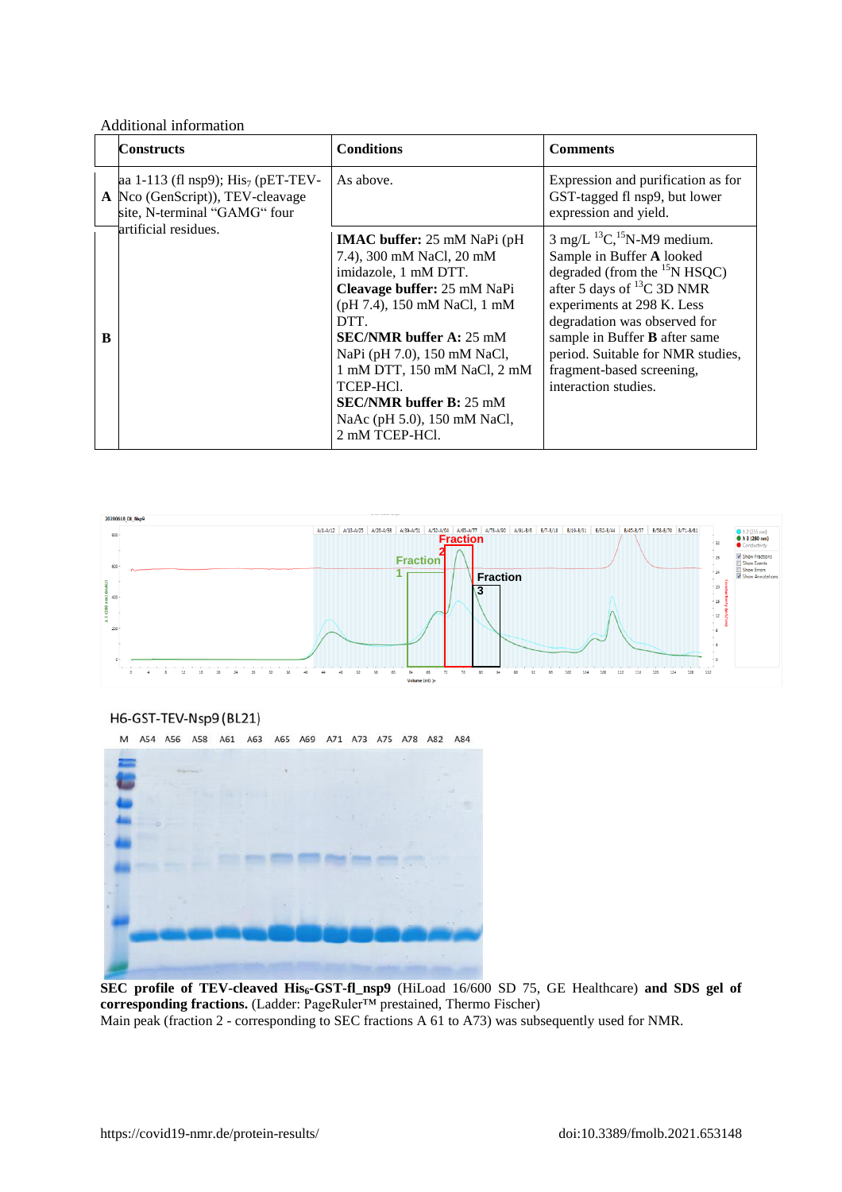Additional information

| | Constructs | Conditions | Comments |
|---|---|---|---|
| A | aa 1-113 (fl nsp9); $His_7$ (pET-TEV-Nco (GenScript)), TEV-cleavage site, N-terminal "GAMG" four artificial residues. | As above. | Expression and purification as for GST-tagged fl nsp9, but lower expression and yield. |
| B | | **IMAC buffer:** 25 mM NaPi (pH 7.4), 300 mM NaCl, 20 mM imidazole, 1 mM DTT.<br>**Cleavage buffer:** 25 mM NaPi (pH 7.4), 150 mM NaCl, 1 mM DTT.<br>**SEC/NMR buffer A:** 25 mM NaPi (pH 7.0), 150 mM NaCl, 1 mM DTT, 150 mM NaCl, 2 mM TCEP-HCl.<br>**SEC/NMR buffer B:** 25 mM NaAc (pH 5.0), 150 mM NaCl, 2 mM TCEP-HCl. | 3 mg/L $^{13}C$,$^{15}N$-M9 medium. Sample in Buffer **A** looked degraded (from the $^{15}N$ HSQC) after 5 days of $^{13}C$ 3D NMR experiments at 298 K. Less degradation was observed for sample in Buffer **B** after same period. Suitable for NMR studies, fragment-based screening, interaction studies. |

20200618 DL Nsp9

Fraction 1

Fraction 2

Fraction 3

Volume (ml)

H6-GST-TEV-Nsp9 (BL21)

M A54 A56 A58 A61 A63 A65 A69 A71 A73 A75 A78 A82 A84

**SEC profile of TEV-cleaved $His_6$-GST-fl_nsp9** (HiLoad 16/600 SD 75, GE Healthcare) **and SDS gel of corresponding fractions.** (Ladder: PageRuler™ prestained, Thermo Fischer)
Main peak (fraction 2 - corresponding to SEC fractions A 61 to A73) was subsequently used for NMR.

https://covid19-nmr.de/protein-results/ doi:10.3389/fmolb.2021.653148